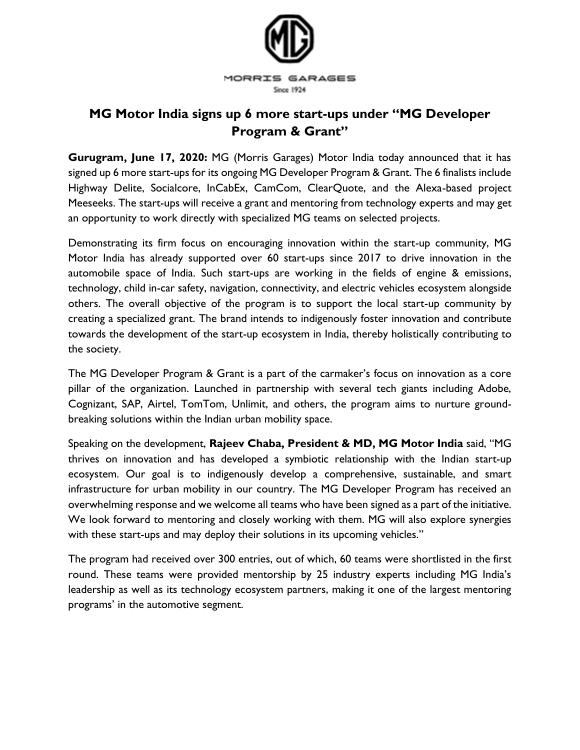MORRIS GARAGES

Since 1924

# MG Motor India signs up 6 more start-ups under "MG Developer Program & Grant"

**Gurugram, June 17, 2020:** MG (Morris Garages) Motor India today announced that it has signed up 6 more start-ups for its ongoing MG Developer Program & Grant. The 6 finalists include Highway Delite, Socialcore, InCabEx, CamCom, ClearQuote, and the Alexa-based project Meeseeks. The start-ups will receive a grant and mentoring from technology experts and may get an opportunity to work directly with specialized MG teams on selected projects.

Demonstrating its firm focus on encouraging innovation within the start-up community, MG Motor India has already supported over 60 start-ups since 2017 to drive innovation in the automobile space of India. Such start-ups are working in the fields of engine & emissions, technology, child in-car safety, navigation, connectivity, and electric vehicles ecosystem alongside others. The overall objective of the program is to support the local start-up community by creating a specialized grant. The brand intends to indigenously foster innovation and contribute towards the development of the start-up ecosystem in India, thereby holistically contributing to the society.

The MG Developer Program & Grant is a part of the carmaker's focus on innovation as a core pillar of the organization. Launched in partnership with several tech giants including Adobe, Cognizant, SAP, Airtel, TomTom, Unlimit, and others, the program aims to nurture ground-breaking solutions within the Indian urban mobility space.

Speaking on the development, **Rajeev Chaba, President & MD, MG Motor India** said, "MG thrives on innovation and has developed a symbiotic relationship with the Indian start-up ecosystem. Our goal is to indigenously develop a comprehensive, sustainable, and smart infrastructure for urban mobility in our country. The MG Developer Program has received an overwhelming response and we welcome all teams who have been signed as a part of the initiative. We look forward to mentoring and closely working with them. MG will also explore synergies with these start-ups and may deploy their solutions in its upcoming vehicles."

The program had received over 300 entries, out of which, 60 teams were shortlisted in the first round. These teams were provided mentorship by 25 industry experts including MG India's leadership as well as its technology ecosystem partners, making it one of the largest mentoring programs' in the automotive segment.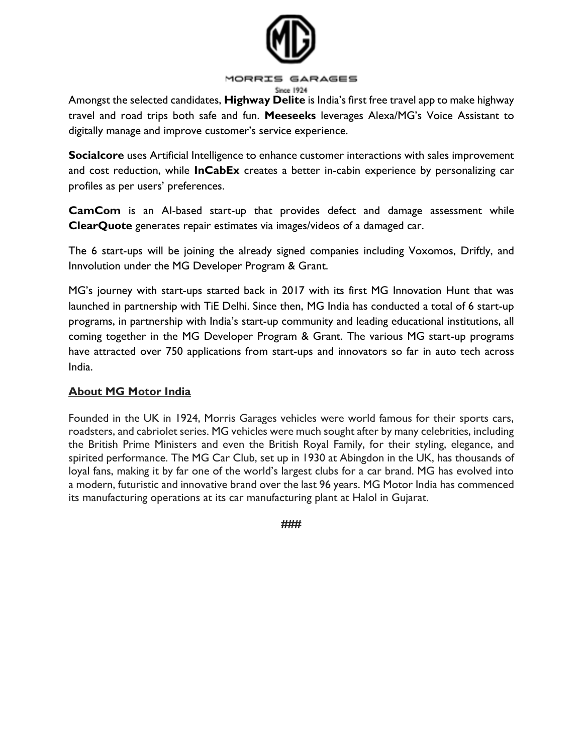Amongst the selected candidates, **Highway Delite** is India's first free travel app to make highway travel and road trips both safe and fun. **Meeseeks** leverages Alexa/MG's Voice Assistant to digitally manage and improve customer's service experience.

**Socialcore** uses Artificial Intelligence to enhance customer interactions with sales improvement and cost reduction, while **InCabEx** creates a better in-cabin experience by personalizing car profiles as per users' preferences.

**CamCom** is an AI-based start-up that provides defect and damage assessment while **ClearQuote** generates repair estimates via images/videos of a damaged car.

The 6 start-ups will be joining the already signed companies including Voxomos, Driftly, and Innvolution under the MG Developer Program & Grant.

MG's journey with start-ups started back in 2017 with its first MG Innovation Hunt that was launched in partnership with TiE Delhi. Since then, MG India has conducted a total of 6 start-up programs, in partnership with India's start-up community and leading educational institutions, all coming together in the MG Developer Program & Grant. The various MG start-up programs have attracted over 750 applications from start-ups and innovators so far in auto tech across India.

## About MG Motor India

Founded in the UK in 1924, Morris Garages vehicles were world famous for their sports cars, roadsters, and cabriolet series. MG vehicles were much sought after by many celebrities, including the British Prime Ministers and even the British Royal Family, for their styling, elegance, and spirited performance. The MG Car Club, set up in 1930 at Abingdon in the UK, has thousands of loyal fans, making it by far one of the world's largest clubs for a car brand. MG has evolved into a modern, futuristic and innovative brand over the last 96 years. MG Motor India has commenced its manufacturing operations at its car manufacturing plant at Halol in Gujarat.

###